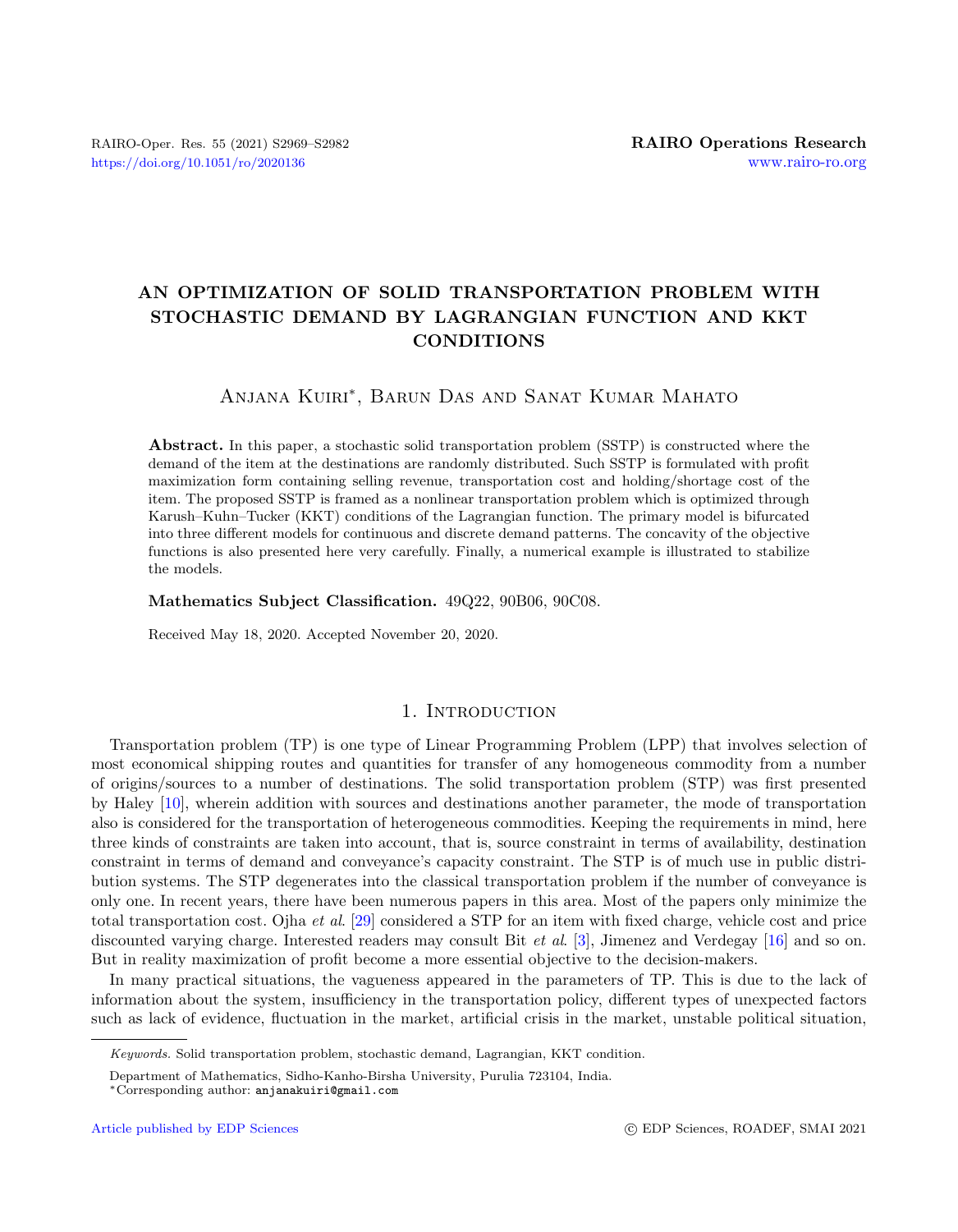# AN OPTIMIZATION OF SOLID TRANSPORTATION PROBLEM WITH STOCHASTIC DEMAND BY LAGRANGIAN FUNCTION AND KKT CONDITIONS

Anjana Kuiri*, Barun Das and Sanat Kumar Mahato

**Abstract.** In this paper, a stochastic solid transportation problem (SSTP) is constructed where the demand of the item at the destinations are randomly distributed. Such SSTP is formulated with profit maximization form containing selling revenue, transportation cost and holding/shortage cost of the item. The proposed SSTP is framed as a nonlinear transportation problem which is optimized through Karush–Kuhn–Tucker (KKT) conditions of the Lagrangian function. The primary model is bifurcated into three different models for continuous and discrete demand patterns. The concavity of the objective functions is also presented here very carefully. Finally, a numerical example is illustrated to stabilize the models.

**Mathematics Subject Classification.** 49Q22, 90B06, 90C08.

Received May 18, 2020. Accepted November 20, 2020.

## 1. Introduction

Transportation problem (TP) is one type of Linear Programming Problem (LPP) that involves selection of most economical shipping routes and quantities for transfer of any homogeneous commodity from a number of origins/sources to a number of destinations. The solid transportation problem (STP) was first presented by Haley [10], wherein addition with sources and destinations another parameter, the mode of transportation also is considered for the transportation of heterogeneous commodities. Keeping the requirements in mind, here three kinds of constraints are taken into account, that is, source constraint in terms of availability, destination constraint in terms of demand and conveyance's capacity constraint. The STP is of much use in public distribution systems. The STP degenerates into the classical transportation problem if the number of conveyance is only one. In recent years, there have been numerous papers in this area. Most of the papers only minimize the total transportation cost. Ojha *et al*. [29] considered a STP for an item with fixed charge, vehicle cost and price discounted varying charge. Interested readers may consult Bit *et al*. [3], Jimenez and Verdegay [16] and so on. But in reality maximization of profit become a more essential objective to the decision-makers.

In many practical situations, the vagueness appeared in the parameters of TP. This is due to the lack of information about the system, insufficiency in the transportation policy, different types of unexpected factors such as lack of evidence, fluctuation in the market, artificial crisis in the market, unstable political situation,

---

*Keywords.* Solid transportation problem, stochastic demand, Lagrangian, KKT condition.

Department of Mathematics, Sidho-Kanho-Birsha University, Purulia 723104, India.

*Corresponding author: anjanakuiri@gmail.com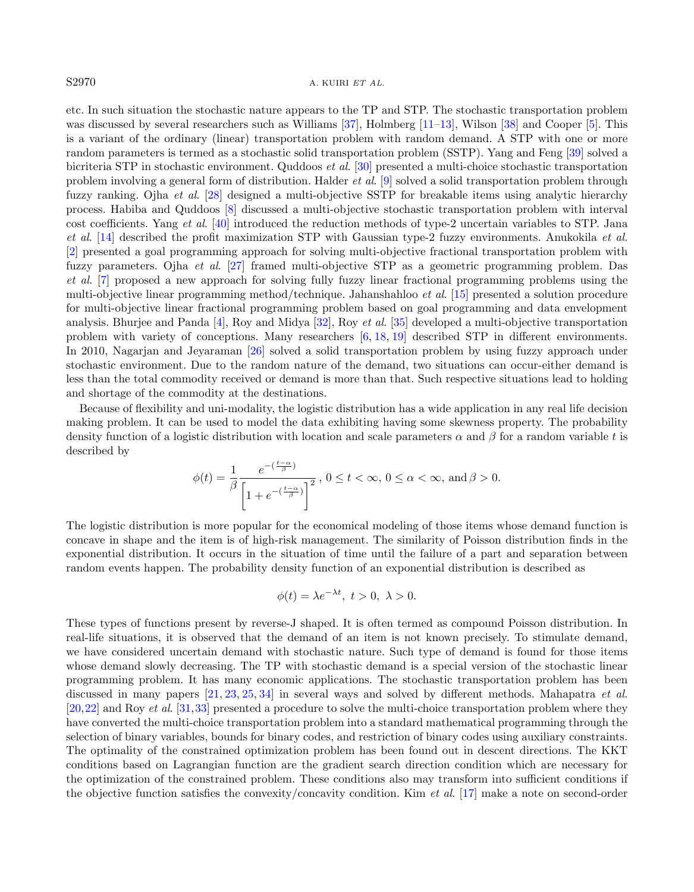etc. In such situation the stochastic nature appears to the TP and STP. The stochastic transportation problem was discussed by several researchers such as Williams [37], Holmberg [11–13], Wilson [38] and Cooper [5]. This is a variant of the ordinary (linear) transportation problem with random demand. A STP with one or more random parameters is termed as a stochastic solid transportation problem (SSTP). Yang and Feng [39] solved a bicriteria STP in stochastic environment. Quddoos *et al*. [30] presented a multi-choice stochastic transportation problem involving a general form of distribution. Halder *et al*. [9] solved a solid transportation problem through fuzzy ranking. Ojha *et al*. [28] designed a multi-objective SSTP for breakable items using analytic hierarchy process. Habiba and Quddoos [8] discussed a multi-objective stochastic transportation problem with interval cost coefficients. Yang *et al*. [40] introduced the reduction methods of type-2 uncertain variables to STP. Jana *et al*. [14] described the profit maximization STP with Gaussian type-2 fuzzy environments. Anukokila *et al*. [2] presented a goal programming approach for solving multi-objective fractional transportation problem with fuzzy parameters. Ojha *et al*. [27] framed multi-objective STP as a geometric programming problem. Das *et al*. [7] proposed a new approach for solving fully fuzzy linear fractional programming problems using the multi-objective linear programming method/technique. Jahanshahloo *et al*. [15] presented a solution procedure for multi-objective linear fractional programming problem based on goal programming and data envelopment analysis. Bhurjee and Panda [4], Roy and Midya [32], Roy *et al*. [35] developed a multi-objective transportation problem with variety of conceptions. Many researchers [6, 18, 19] described STP in different environments. In 2010, Nagarjan and Jeyaraman [26] solved a solid transportation problem by using fuzzy approach under stochastic environment. Due to the random nature of the demand, two situations can occur-either demand is less than the total commodity received or demand is more than that. Such respective situations lead to holding and shortage of the commodity at the destinations.

Because of flexibility and uni-modality, the logistic distribution has a wide application in any real life decision making problem. It can be used to model the data exhibiting having some skewness property. The probability density function of a logistic distribution with location and scale parameters $\alpha$ and $\beta$ for a random variable $t$ is described by

$$\phi(t) = \frac{1}{\beta}\frac{e^{-(\frac{t-\alpha}{\beta})}}{\left[1+e^{-(\frac{t-\alpha}{\beta})}\right]^2},\ 0 \leq t < \infty,\ 0 \leq \alpha < \infty,\ \text{and}\ \beta > 0.$$

The logistic distribution is more popular for the economical modeling of those items whose demand function is concave in shape and the item is of high-risk management. The similarity of Poisson distribution finds in the exponential distribution. It occurs in the situation of time until the failure of a part and separation between random events happen. The probability density function of an exponential distribution is described as

$$\phi(t) = \lambda e^{-\lambda t},\ t > 0,\ \lambda > 0.$$

These types of functions present by reverse-J shaped. It is often termed as compound Poisson distribution. In real-life situations, it is observed that the demand of an item is not known precisely. To stimulate demand, we have considered uncertain demand with stochastic nature. Such type of demand is found for those items whose demand slowly decreasing. The TP with stochastic demand is a special version of the stochastic linear programming problem. It has many economic applications. The stochastic transportation problem has been discussed in many papers [21, 23, 25, 34] in several ways and solved by different methods. Mahapatra *et al*. [20,22] and Roy *et al*. [31,33] presented a procedure to solve the multi-choice transportation problem where they have converted the multi-choice transportation problem into a standard mathematical programming through the selection of binary variables, bounds for binary codes, and restriction of binary codes using auxiliary constraints. The optimality of the constrained optimization problem has been found out in descent directions. The KKT conditions based on Lagrangian function are the gradient search direction condition which are necessary for the optimization of the constrained problem. These conditions also may transform into sufficient conditions if the objective function satisfies the convexity/concavity condition. Kim *et al*. [17] make a note on second-order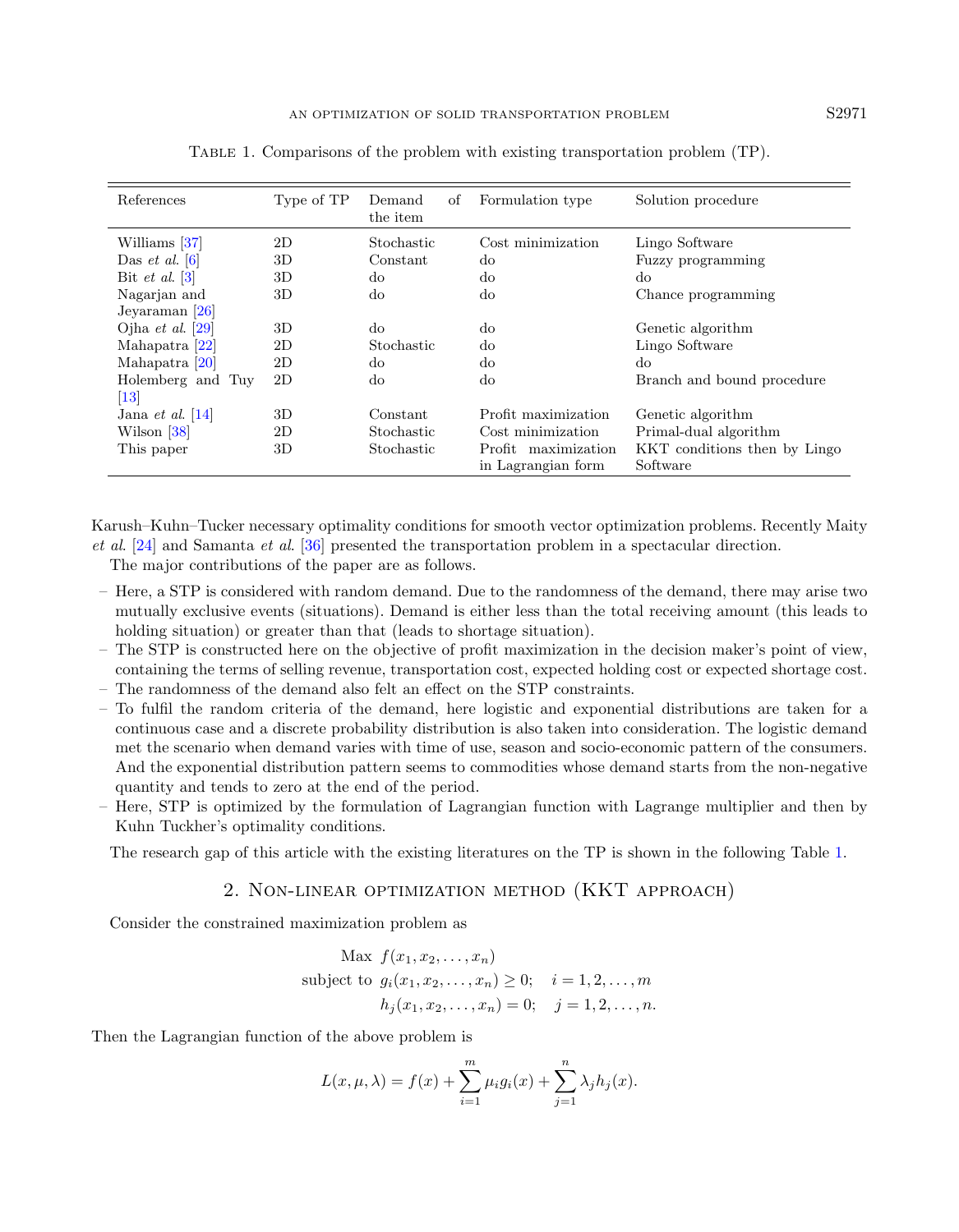Table 1. Comparisons of the problem with existing transportation problem (TP).

| References | Type of TP | Demand of the item | Formulation type | Solution procedure |
|---|---|---|---|---|
| Williams [37] | 2D | Stochastic | Cost minimization | Lingo Software |
| Das *et al.* [6] | 3D | Constant | do | Fuzzy programming |
| Bit *et al.* [3] | 3D | do | do | do |
| Nagarjan and Jeyaraman [26] | 3D | do | do | Chance programming |
| Ojha *et al.* [29] | 3D | do | do | Genetic algorithm |
| Mahapatra [22] | 2D | Stochastic | do | Lingo Software |
| Mahapatra [20] | 2D | do | do | do |
| Holemberg and Tuy [13] | 2D | do | do | Branch and bound procedure |
| Jana *et al.* [14] | 3D | Constant | Profit maximization | Genetic algorithm |
| Wilson [38] | 2D | Stochastic | Cost minimization | Primal-dual algorithm |
| This paper | 3D | Stochastic | Profit maximization in Lagrangian form | KKT conditions then by Lingo Software |

Karush–Kuhn–Tucker necessary optimality conditions for smooth vector optimization problems. Recently Maity *et al*. [24] and Samanta *et al*. [36] presented the transportation problem in a spectacular direction.

The major contributions of the paper are as follows.

- Here, a STP is considered with random demand. Due to the randomness of the demand, there may arise two mutually exclusive events (situations). Demand is either less than the total receiving amount (this leads to holding situation) or greater than that (leads to shortage situation).
- The STP is constructed here on the objective of profit maximization in the decision maker's point of view, containing the terms of selling revenue, transportation cost, expected holding cost or expected shortage cost.
- The randomness of the demand also felt an effect on the STP constraints.
- To fulfil the random criteria of the demand, here logistic and exponential distributions are taken for a continuous case and a discrete probability distribution is also taken into consideration. The logistic demand met the scenario when demand varies with time of use, season and socio-economic pattern of the consumers. And the exponential distribution pattern seems to commodities whose demand starts from the non-negative quantity and tends to zero at the end of the period.
- Here, STP is optimized by the formulation of Lagrangian function with Lagrange multiplier and then by Kuhn Tuckher's optimality conditions.

The research gap of this article with the existing literatures on the TP is shown in the following Table 1.

## 2. Non-linear optimization method (KKT approach)

Consider the constrained maximization problem as

$$
\begin{aligned}
\text{Max } & f(x_1, x_2, \ldots, x_n) \\
\text{subject to } & g_i(x_1, x_2, \ldots, x_n) \geq 0; \quad i = 1, 2, \ldots, m \\
& h_j(x_1, x_2, \ldots, x_n) = 0; \quad j = 1, 2, \ldots, n.
\end{aligned}
$$

Then the Lagrangian function of the above problem is

$$
L(x, \mu, \lambda) = f(x) + \sum_{i=1}^{m} \mu_i g_i(x) + \sum_{j=1}^{n} \lambda_j h_j(x).
$$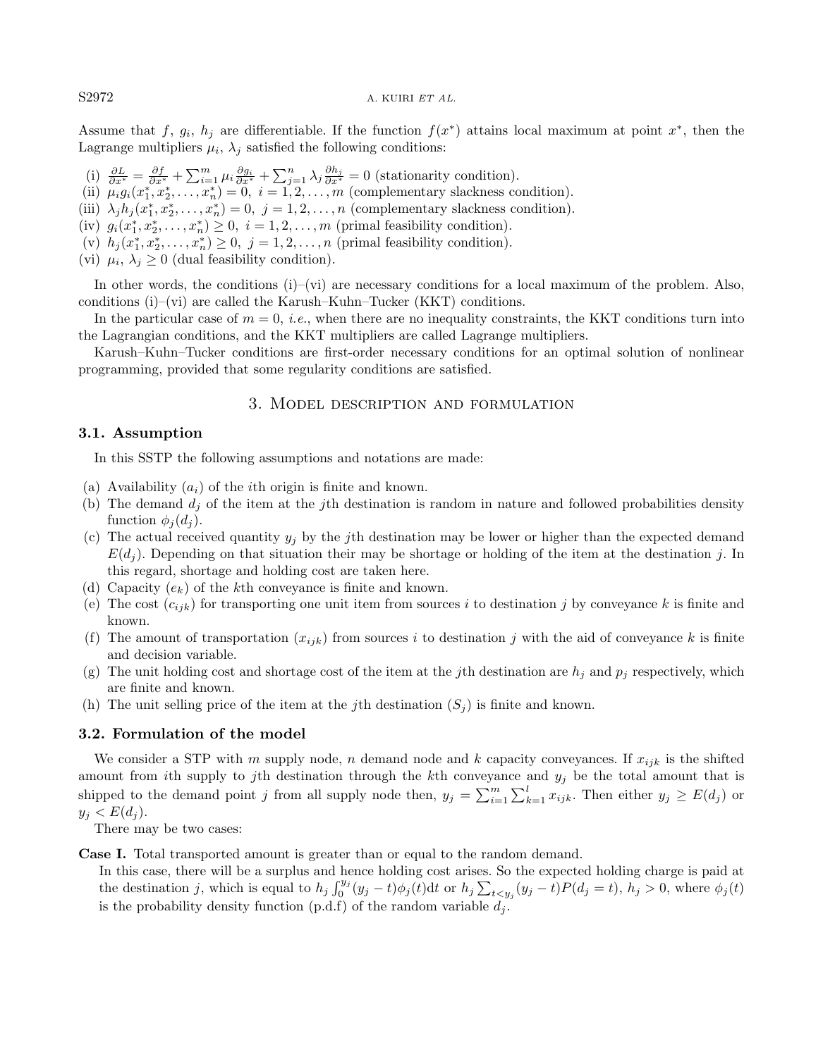Assume that $f$, $g_i$, $h_j$ are differentiable. If the function $f(x^*)$ attains local maximum at point $x^*$, then the Lagrange multipliers $\mu_i$, $\lambda_j$ satisfied the following conditions:

(i) $\frac{\partial L}{\partial x^*} = \frac{\partial f}{\partial x^*} + \sum_{i=1}^{m} \mu_i \frac{\partial g_i}{\partial x^*} + \sum_{j=1}^{n} \lambda_j \frac{\partial h_j}{\partial x^*} = 0$ (stationarity condition).
(ii) $\mu_i g_i(x_1^*, x_2^*, \ldots, x_n^*) = 0,\ i = 1, 2, \ldots, m$ (complementary slackness condition).
(iii) $\lambda_j h_j(x_1^*, x_2^*, \ldots, x_n^*) = 0,\ j = 1, 2, \ldots, n$ (complementary slackness condition).
(iv) $g_i(x_1^*, x_2^*, \ldots, x_n^*) \geq 0,\ i = 1, 2, \ldots, m$ (primal feasibility condition).
(v) $h_j(x_1^*, x_2^*, \ldots, x_n^*) \geq 0,\ j = 1, 2, \ldots, n$ (primal feasibility condition).
(vi) $\mu_i,\ \lambda_j \geq 0$ (dual feasibility condition).

In other words, the conditions (i)–(vi) are necessary conditions for a local maximum of the problem. Also, conditions (i)–(vi) are called the Karush–Kuhn–Tucker (KKT) conditions.

In the particular case of $m = 0$, *i.e.*, when there are no inequality constraints, the KKT conditions turn into the Lagrangian conditions, and the KKT multipliers are called Lagrange multipliers.

Karush–Kuhn–Tucker conditions are first-order necessary conditions for an optimal solution of nonlinear programming, provided that some regularity conditions are satisfied.

## 3. Model description and formulation

### 3.1. Assumption

In this SSTP the following assumptions and notations are made:

(a) Availability ($a_i$) of the $i$th origin is finite and known.
(b) The demand $d_j$ of the item at the $j$th destination is random in nature and followed probabilities density function $\phi_j(d_j)$.
(c) The actual received quantity $y_j$ by the $j$th destination may be lower or higher than the expected demand $E(d_j)$. Depending on that situation their may be shortage or holding of the item at the destination $j$. In this regard, shortage and holding cost are taken here.
(d) Capacity ($e_k$) of the $k$th conveyance is finite and known.
(e) The cost ($c_{ijk}$) for transporting one unit item from sources $i$ to destination $j$ by conveyance $k$ is finite and known.
(f) The amount of transportation ($x_{ijk}$) from sources $i$ to destination $j$ with the aid of conveyance $k$ is finite and decision variable.
(g) The unit holding cost and shortage cost of the item at the $j$th destination are $h_j$ and $p_j$ respectively, which are finite and known.
(h) The unit selling price of the item at the $j$th destination ($S_j$) is finite and known.

### 3.2. Formulation of the model

We consider a STP with $m$ supply node, $n$ demand node and $k$ capacity conveyances. If $x_{ijk}$ is the shifted amount from $i$th supply to $j$th destination through the $k$th conveyance and $y_j$ be the total amount that is shipped to the demand point $j$ from all supply node then, $y_j = \sum_{i=1}^{m} \sum_{k=1}^{l} x_{ijk}$. Then either $y_j \geq E(d_j)$ or $y_j < E(d_j)$.

There may be two cases:

**Case I.** Total transported amount is greater than or equal to the random demand.

In this case, there will be a surplus and hence holding cost arises. So the expected holding charge is paid at the destination $j$, which is equal to $h_j \int_0^{y_j} (y_j - t)\phi_j(t)\mathrm{d}t$ or $h_j \sum_{t<y_j} (y_j - t)P(d_j = t)$, $h_j > 0$, where $\phi_j(t)$ is the probability density function (p.d.f) of the random variable $d_j$.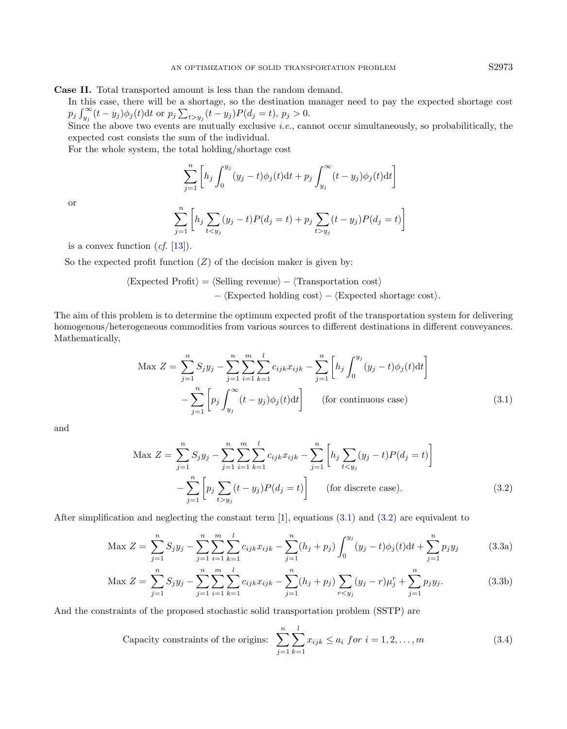**Case II.** Total transported amount is less than the random demand.

In this case, there will be a shortage, so the destination manager need to pay the expected shortage cost $p_j \int_{y_j}^{\infty}(t-y_j)\phi_j(t)\mathrm{d}t$ or $p_j \sum_{t>y_j}(t-y_j)P(d_j=t)$, $p_j>0$.

Since the above two events are mutually exclusive *i.e.*, cannot occur simultaneously, so probabilitically, the expected cost consists the sum of the individual.

For the whole system, the total holding/shortage cost

$$\sum_{j=1}^{n}\left[h_j\int_{0}^{y_j}(y_j-t)\phi_j(t)\mathrm{d}t+p_j\int_{y_j}^{\infty}(t-y_j)\phi_j(t)\mathrm{d}t\right]$$

or

$$\sum_{j=1}^{n}\left[h_j\sum_{t<y_j}(y_j-t)P(d_j=t)+p_j\sum_{t>y_j}(t-y_j)P(d_j=t)\right]$$

is a convex function (*cf.* [13]).

So the expected profit function ($Z$) of the decision maker is given by:

$$\begin{aligned}\langle\text{Expected Profit}\rangle &= \langle\text{Selling revenue}\rangle - \langle\text{Transportation cost}\rangle\\ &\quad - \langle\text{Expected holding cost}\rangle - \langle\text{Expected shortage cost}\rangle.\end{aligned}$$

The aim of this problem is to determine the optimum expected profit of the transportation system for delivering homogenous/heterogeneous commodities from various sources to different destinations in different conveyances. Mathematically,

$$\begin{aligned}\text{Max } Z = \sum_{j=1}^{n}S_j y_j - \sum_{j=1}^{n}\sum_{i=1}^{m}\sum_{k=1}^{l}c_{ijk}x_{ijk} - \sum_{j=1}^{n}\left[h_j\int_{0}^{y_j}(y_j-t)\phi_j(t)\mathrm{d}t\right]\\ -\sum_{j=1}^{n}\left[p_j\int_{y_j}^{\infty}(t-y_j)\phi_j(t)\mathrm{d}t\right] \qquad \text{(for continuous case)}\end{aligned} \tag{3.1}$$

and

$$\begin{aligned}\text{Max } Z = \sum_{j=1}^{n}S_j y_j - \sum_{j=1}^{n}\sum_{i=1}^{m}\sum_{k=1}^{l}c_{ijk}x_{ijk} - \sum_{j=1}^{n}\left[h_j\sum_{t<y_j}(y_j-t)P(d_j=t)\right]\\ -\sum_{j=1}^{n}\left[p_j\sum_{t>y_j}(t-y_j)P(d_j=t)\right] \qquad \text{(for discrete case).}\end{aligned} \tag{3.2}$$

After simplification and neglecting the constant term [1], equations (3.1) and (3.2) are equivalent to

$$\text{Max } Z = \sum_{j=1}^{n}S_j y_j - \sum_{j=1}^{n}\sum_{i=1}^{m}\sum_{k=1}^{l}c_{ijk}x_{ijk} - \sum_{j=1}^{n}(h_j+p_j)\int_{0}^{y_j}(y_j-t)\phi_j(t)\mathrm{d}t + \sum_{j=1}^{n}p_j y_j \tag{3.3a}$$

$$\text{Max } Z = \sum_{j=1}^{n}S_j y_j - \sum_{j=1}^{n}\sum_{i=1}^{m}\sum_{k=1}^{l}c_{ijk}x_{ijk} - \sum_{j=1}^{n}(h_j+p_j)\sum_{r<y_j}(y_j-r)\mu_j^r + \sum_{j=1}^{n}p_j y_j. \tag{3.3b}$$

And the constraints of the proposed stochastic solid transportation problem (SSTP) are

$$\text{Capacity constraints of the origins: } \sum_{j=1}^{n}\sum_{k=1}^{l}x_{ijk}\le a_i \; for\; i=1,2,\ldots,m \tag{3.4}$$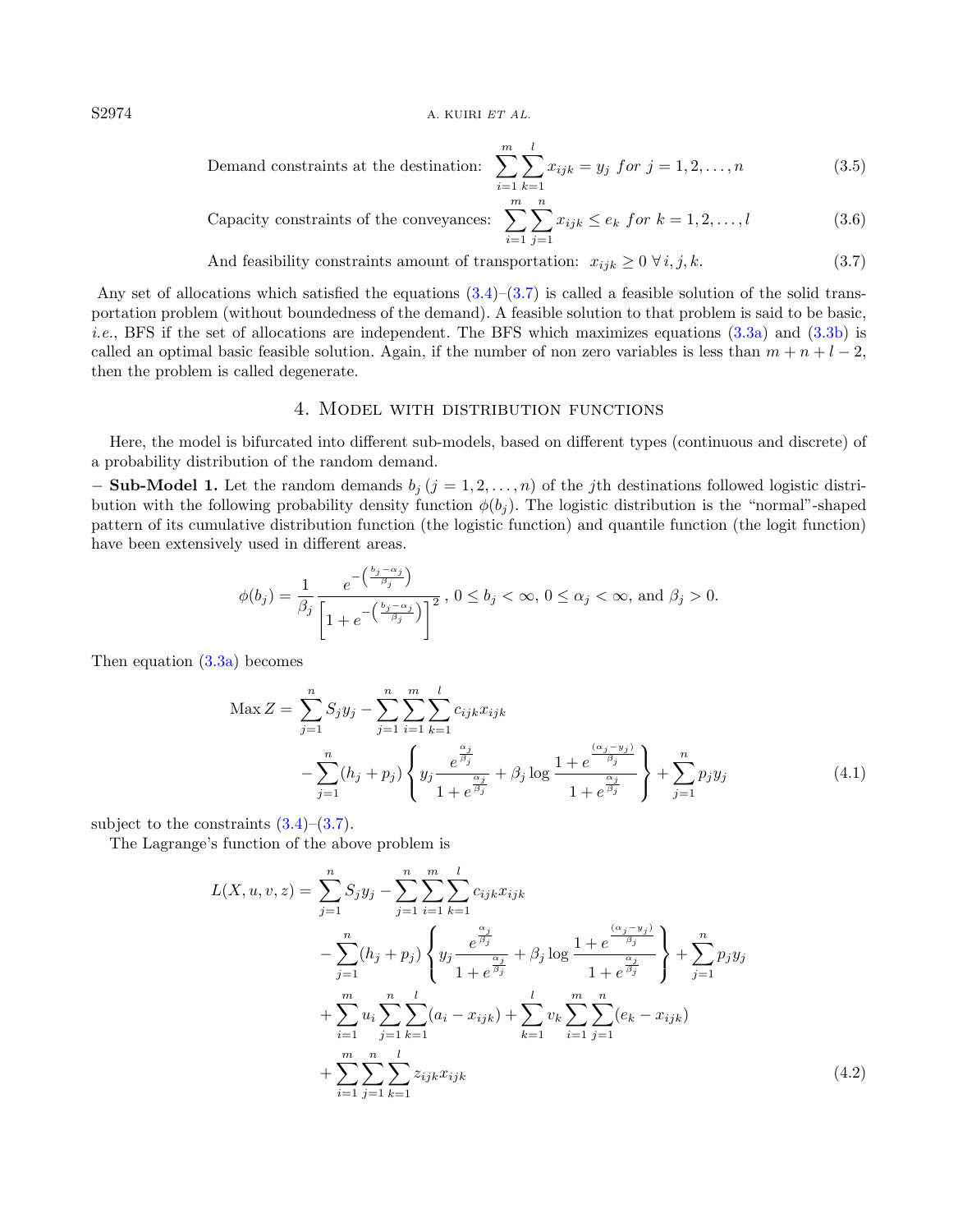$$\text{Demand constraints at the destination: } \sum_{i=1}^{m}\sum_{k=1}^{l} x_{ijk} = y_j \ \textit{for} \ j = 1, 2, \ldots, n \tag{3.5}$$

$$\text{Capacity constraints of the conveyances: } \sum_{i=1}^{m}\sum_{j=1}^{n} x_{ijk} \le e_k \ \textit{for} \ k = 1, 2, \ldots, l \tag{3.6}$$

$$\text{And feasibility constraints amount of transportation: } x_{ijk} \ge 0 \ \forall\, i, j, k. \tag{3.7}$$

Any set of allocations which satisfied the equations (3.4)–(3.7) is called a feasible solution of the solid transportation problem (without boundedness of the demand). A feasible solution to that problem is said to be basic, *i.e.*, BFS if the set of allocations are independent. The BFS which maximizes equations (3.3a) and (3.3b) is called an optimal basic feasible solution. Again, if the number of non zero variables is less than $m + n + l - 2$, then the problem is called degenerate.

## 4. Model with distribution functions

Here, the model is bifurcated into different sub-models, based on different types (continuous and discrete) of a probability distribution of the random demand.

– **Sub-Model 1.** Let the random demands $b_j$ $(j = 1, 2, \ldots, n)$ of the $j$th destinations followed logistic distribution with the following probability density function $\phi(b_j)$. The logistic distribution is the "normal"-shaped pattern of its cumulative distribution function (the logistic function) and quantile function (the logit function) have been extensively used in different areas.

$$\phi(b_j) = \frac{1}{\beta_j}\frac{e^{-\left(\frac{b_j-\alpha_j}{\beta_j}\right)}}{\left[1+e^{-\left(\frac{b_j-\alpha_j}{\beta_j}\right)}\right]^2},\ 0 \le b_j < \infty,\ 0 \le \alpha_j < \infty, \text{ and } \beta_j > 0.$$

Then equation (3.3a) becomes

$$\begin{aligned}\text{Max } Z = {} & \sum_{j=1}^{n} S_j y_j - \sum_{j=1}^{n}\sum_{i=1}^{m}\sum_{k=1}^{l} c_{ijk}x_{ijk} \\ & - \sum_{j=1}^{n}(h_j+p_j)\left\{ y_j \frac{e^{\frac{\alpha_j}{\beta_j}}}{1+e^{\frac{\alpha_j}{\beta_j}}} + \beta_j \log \frac{1+e^{\frac{(\alpha_j-y_j)}{\beta_j}}}{1+e^{\frac{\alpha_j}{\beta_j}}} \right\} + \sum_{j=1}^{n} p_j y_j \end{aligned} \tag{4.1}$$

subject to the constraints (3.4)–(3.7).

The Lagrange's function of the above problem is

$$\begin{aligned} L(X,u,v,z) = {} & \sum_{j=1}^{n} S_j y_j - \sum_{j=1}^{n}\sum_{i=1}^{m}\sum_{k=1}^{l} c_{ijk}x_{ijk} \\ & - \sum_{j=1}^{n}(h_j+p_j)\left\{ y_j \frac{e^{\frac{\alpha_j}{\beta_j}}}{1+e^{\frac{\alpha_j}{\beta_j}}} + \beta_j \log \frac{1+e^{\frac{(\alpha_j-y_j)}{\beta_j}}}{1+e^{\frac{\alpha_j}{\beta_j}}} \right\} + \sum_{j=1}^{n} p_j y_j \\ & + \sum_{i=1}^{m} u_i \sum_{j=1}^{n}\sum_{k=1}^{l}(a_i - x_{ijk}) + \sum_{k=1}^{l} v_k \sum_{i=1}^{m}\sum_{j=1}^{n}(e_k - x_{ijk}) \\ & + \sum_{i=1}^{m}\sum_{j=1}^{n}\sum_{k=1}^{l} z_{ijk}x_{ijk} \end{aligned} \tag{4.2}$$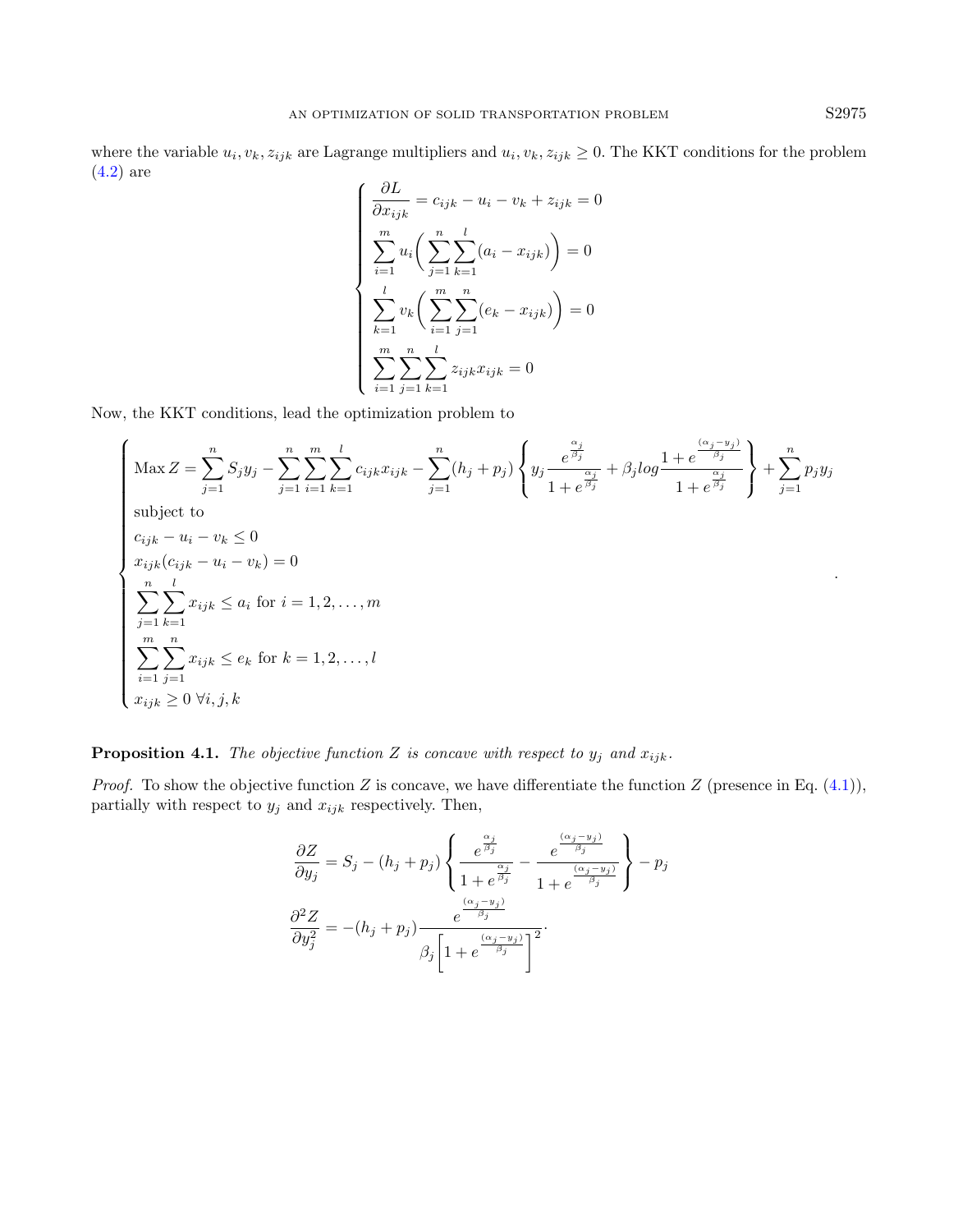where the variable $u_i, v_k, z_{ijk}$ are Lagrange multipliers and $u_i, v_k, z_{ijk} \geq 0$. The KKT conditions for the problem (4.2) are

$$
\begin{cases}
\dfrac{\partial L}{\partial x_{ijk}} = c_{ijk} - u_i - v_k + z_{ijk} = 0 \\
\displaystyle\sum_{i=1}^{m} u_i \bigg( \sum_{j=1}^{n} \sum_{k=1}^{l} (a_i - x_{ijk}) \bigg) = 0 \\
\displaystyle\sum_{k=1}^{l} v_k \bigg( \sum_{i=1}^{m} \sum_{j=1}^{n} (e_k - x_{ijk}) \bigg) = 0 \\
\displaystyle\sum_{i=1}^{m} \sum_{j=1}^{n} \sum_{k=1}^{l} z_{ijk} x_{ijk} = 0
\end{cases}
$$

Now, the KKT conditions, lead the optimization problem to

$$
\begin{cases}
\text{Max } Z = \displaystyle\sum_{j=1}^{n} S_j y_j - \sum_{j=1}^{n} \sum_{i=1}^{m} \sum_{k=1}^{l} c_{ijk} x_{ijk} - \sum_{j=1}^{n} (h_j + p_j) \left\{ y_j \frac{e^{\frac{\alpha_j}{\beta_j}}}{1 + e^{\frac{\alpha_j}{\beta_j}}} + \beta_j log \frac{1 + e^{\frac{(\alpha_j - y_j)}{\beta_j}}}{1 + e^{\frac{\alpha_j}{\beta_j}}} \right\} + \sum_{j=1}^{n} p_j y_j \\
\text{subject to} \\
c_{ijk} - u_i - v_k \leq 0 \\
x_{ijk}(c_{ijk} - u_i - v_k) = 0 \\
\displaystyle\sum_{j=1}^{n} \sum_{k=1}^{l} x_{ijk} \leq a_i \text{ for } i = 1, 2, \ldots, m \\
\displaystyle\sum_{i=1}^{m} \sum_{j=1}^{n} x_{ijk} \leq e_k \text{ for } k = 1, 2, \ldots, l \\
x_{ijk} \geq 0 \ \forall i, j, k
\end{cases}
.
$$

**Proposition 4.1.** *The objective function $Z$ is concave with respect to $y_j$ and $x_{ijk}$.*

*Proof.* To show the objective function $Z$ is concave, we have differentiate the function $Z$ (presence in Eq. (4.1)), partially with respect to $y_j$ and $x_{ijk}$ respectively. Then,

$$
\frac{\partial Z}{\partial y_j} = S_j - (h_j + p_j) \left\{ \frac{e^{\frac{\alpha_j}{\beta_j}}}{1 + e^{\frac{\alpha_j}{\beta_j}}} - \frac{e^{\frac{(\alpha_j - y_j)}{\beta_j}}}{1 + e^{\frac{(\alpha_j - y_j)}{\beta_j}}} \right\} - p_j
$$

$$
\frac{\partial^2 Z}{\partial y_j^2} = -(h_j + p_j) \frac{e^{\frac{(\alpha_j - y_j)}{\beta_j}}}{\beta_j \left[ 1 + e^{\frac{(\alpha_j - y_j)}{\beta_j}} \right]^2}.
$$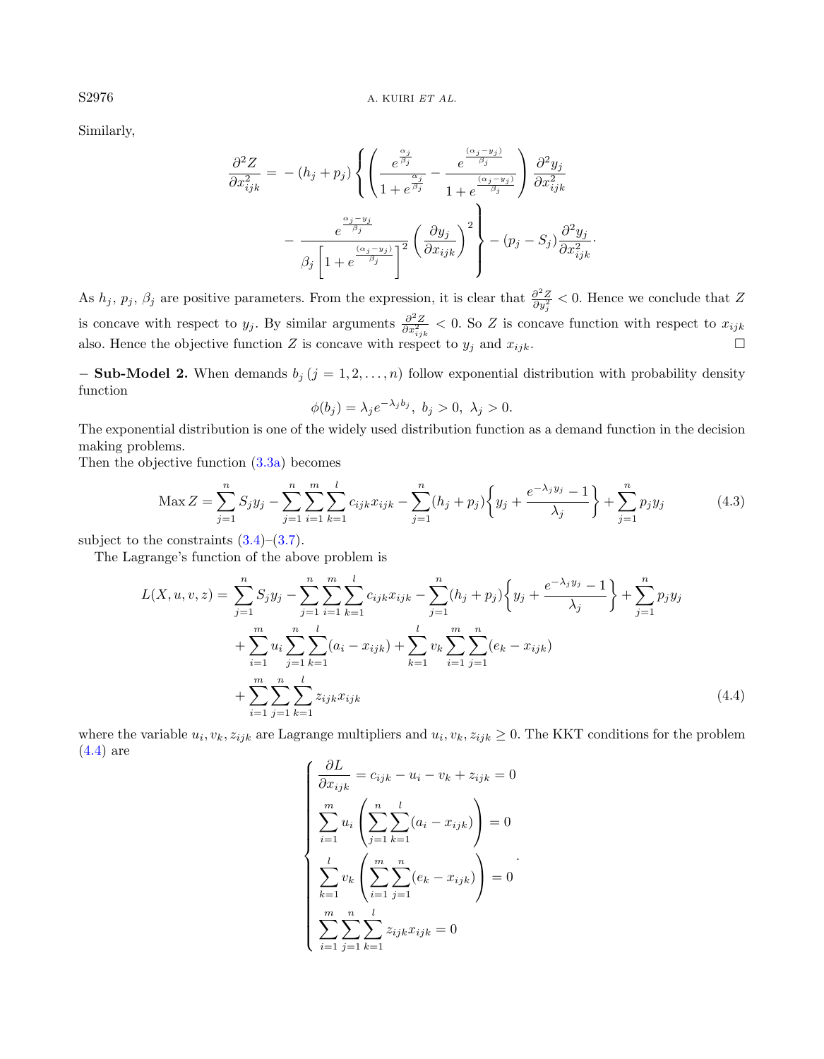Similarly,

$$
\frac{\partial^2 Z}{\partial x_{ijk}^2} = -(h_j + p_j)\left\{\left(\frac{e^{\frac{\alpha_j}{\beta_j}}}{1+e^{\frac{\alpha_j}{\beta_j}}} - \frac{e^{\frac{(\alpha_j - y_j)}{\beta_j}}}{1+e^{\frac{(\alpha_j - y_j)}{\beta_j}}}\right)\frac{\partial^2 y_j}{\partial x_{ijk}^2} - \frac{e^{\frac{\alpha_j - y_j}{\beta_j}}}{\beta_j\left[1+e^{\frac{(\alpha_j - y_j)}{\beta_j}}\right]^2}\left(\frac{\partial y_j}{\partial x_{ijk}}\right)^2\right\} - (p_j - S_j)\frac{\partial^2 y_j}{\partial x_{ijk}^2}.
$$

As $h_j$, $p_j$, $\beta_j$ are positive parameters. From the expression, it is clear that $\frac{\partial^2 Z}{\partial y_j^2} < 0$. Hence we conclude that $Z$ is concave with respect to $y_j$. By similar arguments $\frac{\partial^2 Z}{\partial x_{ijk}^2} < 0$. So $Z$ is concave function with respect to $x_{ijk}$ also. Hence the objective function $Z$ is concave with respect to $y_j$ and $x_{ijk}$. □

– **Sub-Model 2.** When demands $b_j\,(j = 1, 2, \ldots, n)$ follow exponential distribution with probability density function

$$
\phi(b_j) = \lambda_j e^{-\lambda_j b_j},\; b_j > 0,\; \lambda_j > 0.
$$

The exponential distribution is one of the widely used distribution function as a demand function in the decision making problems.

Then the objective function (3.3a) becomes

$$
\text{Max}\, Z = \sum_{j=1}^{n} S_j y_j - \sum_{j=1}^{n}\sum_{i=1}^{m}\sum_{k=1}^{l} c_{ijk}x_{ijk} - \sum_{j=1}^{n}(h_j + p_j)\left\{y_j + \frac{e^{-\lambda_j y_j} - 1}{\lambda_j}\right\} + \sum_{j=1}^{n} p_j y_j \tag{4.3}
$$

subject to the constraints (3.4)–(3.7).

The Lagrange's function of the above problem is

$$
\begin{aligned}
L(X, u, v, z) = &\sum_{j=1}^{n} S_j y_j - \sum_{j=1}^{n}\sum_{i=1}^{m}\sum_{k=1}^{l} c_{ijk}x_{ijk} - \sum_{j=1}^{n}(h_j + p_j)\left\{y_j + \frac{e^{-\lambda_j y_j} - 1}{\lambda_j}\right\} + \sum_{j=1}^{n} p_j y_j \\
&+ \sum_{i=1}^{m} u_i \sum_{j=1}^{n}\sum_{k=1}^{l}(a_i - x_{ijk}) + \sum_{k=1}^{l} v_k \sum_{i=1}^{m}\sum_{j=1}^{n}(e_k - x_{ijk}) \\
&+ \sum_{i=1}^{m}\sum_{j=1}^{n}\sum_{k=1}^{l} z_{ijk}x_{ijk}
\end{aligned} \tag{4.4}
$$

where the variable $u_i, v_k, z_{ijk}$ are Lagrange multipliers and $u_i, v_k, z_{ijk} \geq 0$. The KKT conditions for the problem (4.4) are

$$
\begin{cases}
\dfrac{\partial L}{\partial x_{ijk}} = c_{ijk} - u_i - v_k + z_{ijk} = 0 \\
\displaystyle\sum_{i=1}^{m} u_i \left(\sum_{j=1}^{n}\sum_{k=1}^{l}(a_i - x_{ijk})\right) = 0 \\
\displaystyle\sum_{k=1}^{l} v_k \left(\sum_{i=1}^{m}\sum_{j=1}^{n}(e_k - x_{ijk})\right) = 0 \\
\displaystyle\sum_{i=1}^{m}\sum_{j=1}^{n}\sum_{k=1}^{l} z_{ijk}x_{ijk} = 0
\end{cases}.
$$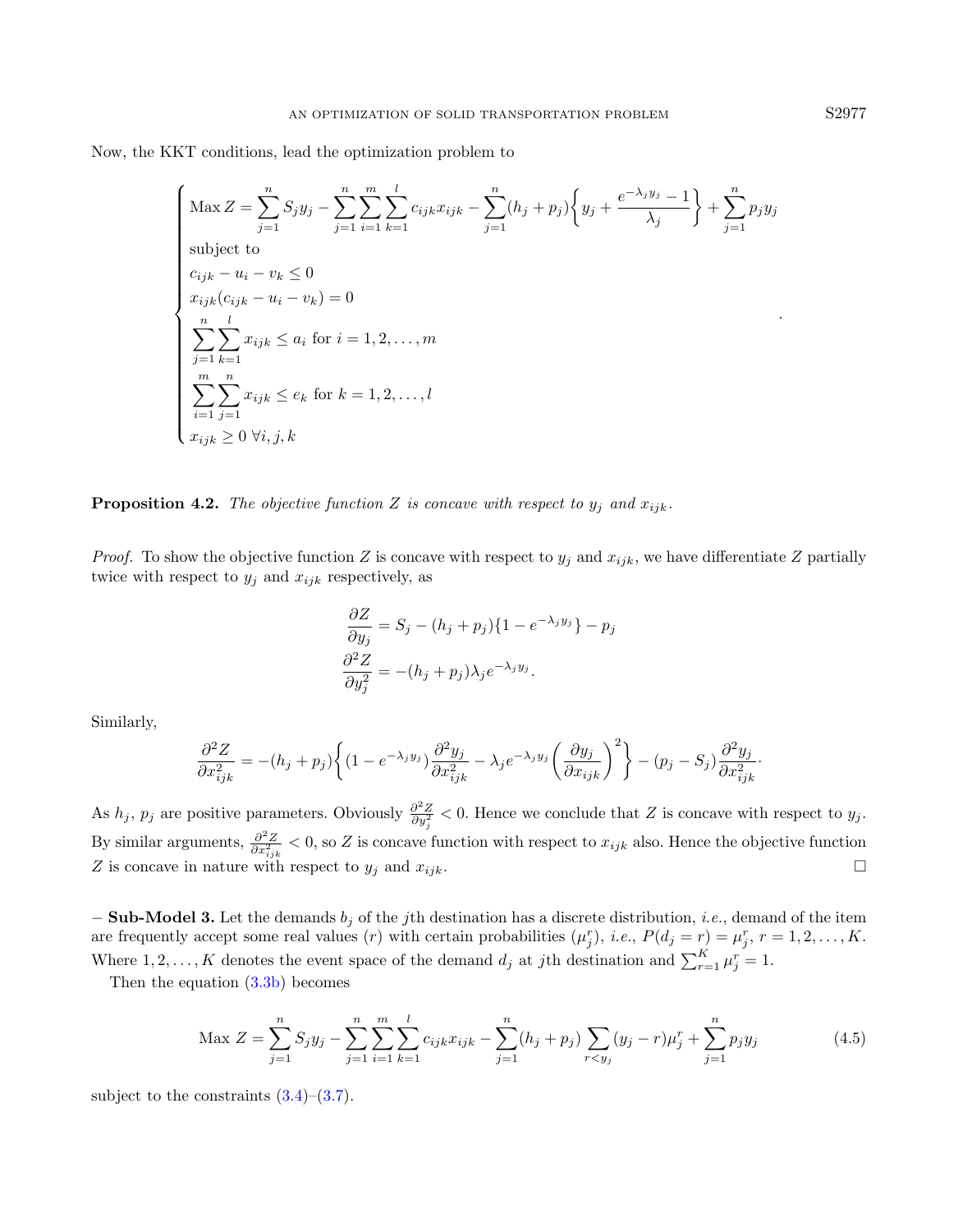Now, the KKT conditions, lead the optimization problem to

$$
\begin{cases}
\text{Max } Z = \displaystyle\sum_{j=1}^{n} S_j y_j - \sum_{j=1}^{n}\sum_{i=1}^{m}\sum_{k=1}^{l} c_{ijk}x_{ijk} - \sum_{j=1}^{n}(h_j + p_j)\left\{ y_j + \frac{e^{-\lambda_j y_j} - 1}{\lambda_j} \right\} + \sum_{j=1}^{n} p_j y_j \\
\text{subject to} \\
c_{ijk} - u_i - v_k \leq 0 \\
x_{ijk}(c_{ijk} - u_i - v_k) = 0 \\
\displaystyle\sum_{j=1}^{n}\sum_{k=1}^{l} x_{ijk} \leq a_i \text{ for } i = 1, 2, \ldots, m \\
\displaystyle\sum_{i=1}^{m}\sum_{j=1}^{n} x_{ijk} \leq e_k \text{ for } k = 1, 2, \ldots, l \\
x_{ijk} \geq 0 \;\forall i, j, k
\end{cases}.
$$

**Proposition 4.2.** *The objective function $Z$ is concave with respect to $y_j$ and $x_{ijk}$.*

*Proof.* To show the objective function $Z$ is concave with respect to $y_j$ and $x_{ijk}$, we have differentiate $Z$ partially twice with respect to $y_j$ and $x_{ijk}$ respectively, as

$$
\begin{aligned}
\frac{\partial Z}{\partial y_j} &= S_j - (h_j + p_j)\{1 - e^{-\lambda_j y_j}\} - p_j \\
\frac{\partial^2 Z}{\partial y_j^2} &= -(h_j + p_j)\lambda_j e^{-\lambda_j y_j}.
\end{aligned}
$$

Similarly,

$$
\frac{\partial^2 Z}{\partial x_{ijk}^2} = -(h_j + p_j)\left\{ (1 - e^{-\lambda_j y_j})\frac{\partial^2 y_j}{\partial x_{ijk}^2} - \lambda_j e^{-\lambda_j y_j}\left(\frac{\partial y_j}{\partial x_{ijk}}\right)^2 \right\} - (p_j - S_j)\frac{\partial^2 y_j}{\partial x_{ijk}^2}.
$$

As $h_j$, $p_j$ are positive parameters. Obviously $\frac{\partial^2 Z}{\partial y_j^2} < 0$. Hence we conclude that $Z$ is concave with respect to $y_j$. By similar arguments, $\frac{\partial^2 Z}{\partial x_{ijk}^2} < 0$, so $Z$ is concave function with respect to $x_{ijk}$ also. Hence the objective function $Z$ is concave in nature with respect to $y_j$ and $x_{ijk}$. □

**– Sub-Model 3.** Let the demands $b_j$ of the $j$th destination has a discrete distribution, *i.e.*, demand of the item are frequently accept some real values ($r$) with certain probabilities ($\mu_j^r$), *i.e.*, $P(d_j = r) = \mu_j^r$, $r = 1, 2, \ldots, K$. Where $1, 2, \ldots, K$ denotes the event space of the demand $d_j$ at $j$th destination and $\sum_{r=1}^{K} \mu_j^r = 1$.

Then the equation (3.3b) becomes

$$
\text{Max } Z = \sum_{j=1}^{n} S_j y_j - \sum_{j=1}^{n}\sum_{i=1}^{m}\sum_{k=1}^{l} c_{ijk}x_{ijk} - \sum_{j=1}^{n}(h_j + p_j)\sum_{r<y_j}(y_j - r)\mu_j^r + \sum_{j=1}^{n} p_j y_j \tag{4.5}
$$

subject to the constraints (3.4)–(3.7).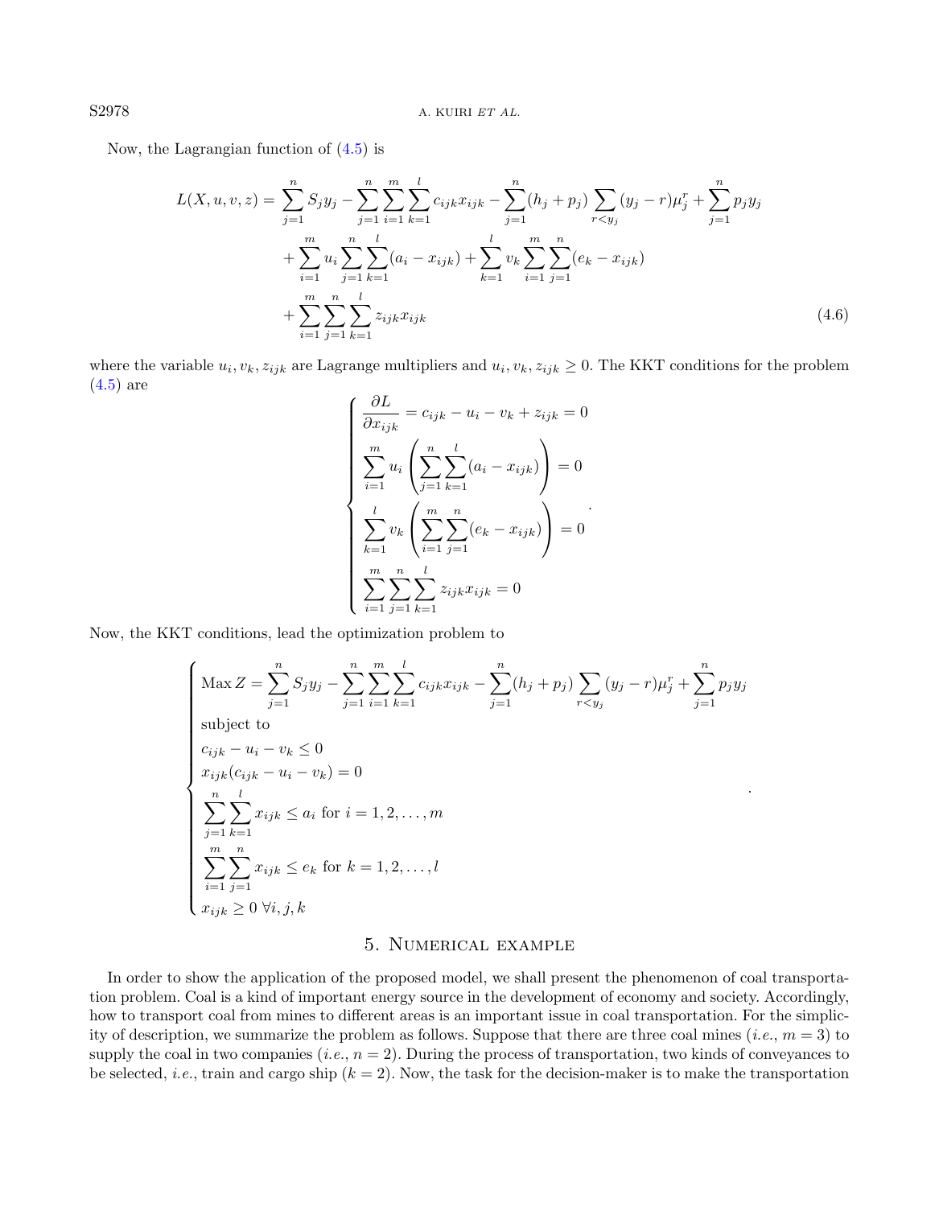Now, the Lagrangian function of (4.5) is

$$
\begin{aligned}
L(X,u,v,z) = &\sum_{j=1}^{n} S_j y_j - \sum_{j=1}^{n}\sum_{i=1}^{m}\sum_{k=1}^{l} c_{ijk}x_{ijk} - \sum_{j=1}^{n}(h_j+p_j)\sum_{r<y_j}(y_j - r)\mu_j^r + \sum_{j=1}^{n} p_j y_j \\
&+ \sum_{i=1}^{m} u_i \sum_{j=1}^{n}\sum_{k=1}^{l}(a_i - x_{ijk}) + \sum_{k=1}^{l} v_k \sum_{i=1}^{m}\sum_{j=1}^{n}(e_k - x_{ijk}) \\
&+ \sum_{i=1}^{m}\sum_{j=1}^{n}\sum_{k=1}^{l} z_{ijk}x_{ijk} \qquad (4.6)
\end{aligned}
$$

where the variable $u_i, v_k, z_{ijk}$ are Lagrange multipliers and $u_i, v_k, z_{ijk} \geq 0$. The KKT conditions for the problem (4.5) are

$$
\begin{cases}
\dfrac{\partial L}{\partial x_{ijk}} = c_{ijk} - u_i - v_k + z_{ijk} = 0 \\
\displaystyle\sum_{i=1}^{m} u_i \left(\sum_{j=1}^{n}\sum_{k=1}^{l}(a_i - x_{ijk})\right) = 0 \\
\displaystyle\sum_{k=1}^{l} v_k \left(\sum_{i=1}^{m}\sum_{j=1}^{n}(e_k - x_{ijk})\right) = 0 \\
\displaystyle\sum_{i=1}^{m}\sum_{j=1}^{n}\sum_{k=1}^{l} z_{ijk}x_{ijk} = 0
\end{cases}.
$$

Now, the KKT conditions, lead the optimization problem to

$$
\begin{cases}
\text{Max}\, Z = \displaystyle\sum_{j=1}^{n} S_j y_j - \sum_{j=1}^{n}\sum_{i=1}^{m}\sum_{k=1}^{l} c_{ijk}x_{ijk} - \sum_{j=1}^{n}(h_j+p_j)\sum_{r<y_j}(y_j - r)\mu_j^r + \sum_{j=1}^{n} p_j y_j \\
\text{subject to} \\
c_{ijk} - u_i - v_k \leq 0 \\
x_{ijk}(c_{ijk} - u_i - v_k) = 0 \\
\displaystyle\sum_{j=1}^{n}\sum_{k=1}^{l} x_{ijk} \leq a_i \text{ for } i = 1,2,\ldots,m \\
\displaystyle\sum_{i=1}^{m}\sum_{j=1}^{n} x_{ijk} \leq e_k \text{ for } k = 1,2,\ldots,l \\
x_{ijk} \geq 0 \ \forall i,j,k
\end{cases}.
$$

## 5. Numerical example

In order to show the application of the proposed model, we shall present the phenomenon of coal transportation problem. Coal is a kind of important energy source in the development of economy and society. Accordingly, how to transport coal from mines to different areas is an important issue in coal transportation. For the simplicity of description, we summarize the problem as follows. Suppose that there are three coal mines (*i.e.*, $m = 3$) to supply the coal in two companies (*i.e.*, $n = 2$). During the process of transportation, two kinds of conveyances to be selected, *i.e.*, train and cargo ship ($k = 2$). Now, the task for the decision-maker is to make the transportation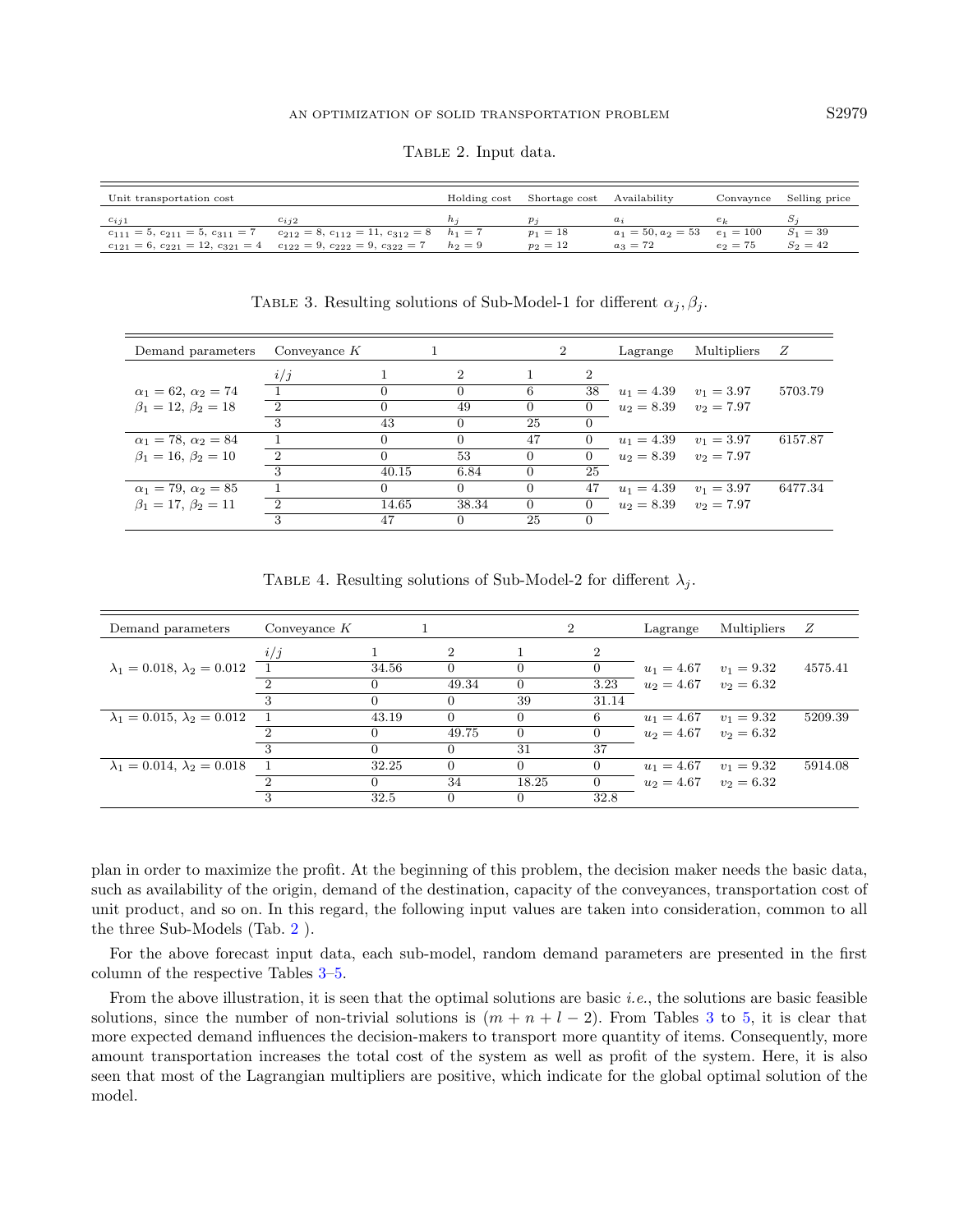Table 2. Input data.

| Unit transportation cost | | Holding cost | Shortage cost | Availability | Convaynce | Selling price |
|---|---|---|---|---|---|---|
| $c_{ij1}$ | $c_{ij2}$ | $h_j$ | $p_j$ | $a_i$ | $e_k$ | $S_j$ |
| $c_{111} = 5$, $c_{211} = 5$, $c_{311} = 7$ | $c_{212} = 8$, $c_{112} = 11$, $c_{312} = 8$ | $h_1 = 7$ | $p_1 = 18$ | $a_1 = 50, a_2 = 53$ | $e_1 = 100$ | $S_1 = 39$ |
| $c_{121} = 6$, $c_{221} = 12$, $c_{321} = 4$ | $c_{122} = 9$, $c_{222} = 9$, $c_{322} = 7$ | $h_2 = 9$ | $p_2 = 12$ | $a_3 = 72$ | $e_2 = 75$ | $S_2 = 42$ |

Table 3. Resulting solutions of Sub-Model-1 for different $\alpha_j, \beta_j$.

| Demand parameters | Conveyance $K$ | 1 | | 2 | | Lagrange | Multipliers | $Z$ |
|---|---|---|---|---|---|---|---|---|
| | $i/j$ | 1 | 2 | 1 | 2 | | | |
| $\alpha_1 = 62$, $\alpha_2 = 74$ | 1 | 0 | 0 | 6 | 38 | $u_1 = 4.39$ | $v_1 = 3.97$ | 5703.79 |
| $\beta_1 = 12$, $\beta_2 = 18$ | 2 | 0 | 49 | 0 | 0 | $u_2 = 8.39$ | $v_2 = 7.97$ | |
| | 3 | 43 | 0 | 25 | 0 | | | |
| $\alpha_1 = 78$, $\alpha_2 = 84$ | 1 | 0 | 0 | 47 | 0 | $u_1 = 4.39$ | $v_1 = 3.97$ | 6157.87 |
| $\beta_1 = 16$, $\beta_2 = 10$ | 2 | 0 | 53 | 0 | 0 | $u_2 = 8.39$ | $v_2 = 7.97$ | |
| | 3 | 40.15 | 6.84 | 0 | 25 | | | |
| $\alpha_1 = 79$, $\alpha_2 = 85$ | 1 | 0 | 0 | 0 | 47 | $u_1 = 4.39$ | $v_1 = 3.97$ | 6477.34 |
| $\beta_1 = 17$, $\beta_2 = 11$ | 2 | 14.65 | 38.34 | 0 | 0 | $u_2 = 8.39$ | $v_2 = 7.97$ | |
| | 3 | 47 | 0 | 25 | 0 | | | |

Table 4. Resulting solutions of Sub-Model-2 for different $\lambda_j$.

| Demand parameters | Conveyance $K$ | 1 | | 2 | | Lagrange | Multipliers | $Z$ |
|---|---|---|---|---|---|---|---|---|
| | $i/j$ | 1 | 2 | 1 | 2 | | | |
| $\lambda_1 = 0.018$, $\lambda_2 = 0.012$ | 1 | 34.56 | 0 | 0 | 0 | $u_1 = 4.67$ | $v_1 = 9.32$ | 4575.41 |
| | 2 | 0 | 49.34 | 0 | 3.23 | $u_2 = 4.67$ | $v_2 = 6.32$ | |
| | 3 | 0 | 0 | 39 | 31.14 | | | |
| $\lambda_1 = 0.015$, $\lambda_2 = 0.012$ | 1 | 43.19 | 0 | 0 | 6 | $u_1 = 4.67$ | $v_1 = 9.32$ | 5209.39 |
| | 2 | 0 | 49.75 | 0 | 0 | $u_2 = 4.67$ | $v_2 = 6.32$ | |
| | 3 | 0 | 0 | 31 | 37 | | | |
| $\lambda_1 = 0.014$, $\lambda_2 = 0.018$ | 1 | 32.25 | 0 | 0 | 0 | $u_1 = 4.67$ | $v_1 = 9.32$ | 5914.08 |
| | 2 | 0 | 34 | 18.25 | 0 | $u_2 = 4.67$ | $v_2 = 6.32$ | |
| | 3 | 32.5 | 0 | 0 | 32.8 | | | |

plan in order to maximize the profit. At the beginning of this problem, the decision maker needs the basic data, such as availability of the origin, demand of the destination, capacity of the conveyances, transportation cost of unit product, and so on. In this regard, the following input values are taken into consideration, common to all the three Sub-Models (Tab. 2 ).

For the above forecast input data, each sub-model, random demand parameters are presented in the first column of the respective Tables 3–5.

From the above illustration, it is seen that the optimal solutions are basic *i.e.*, the solutions are basic feasible solutions, since the number of non-trivial solutions is $(m + n + l - 2)$. From Tables 3 to 5, it is clear that more expected demand influences the decision-makers to transport more quantity of items. Consequently, more amount transportation increases the total cost of the system as well as profit of the system. Here, it is also seen that most of the Lagrangian multipliers are positive, which indicate for the global optimal solution of the model.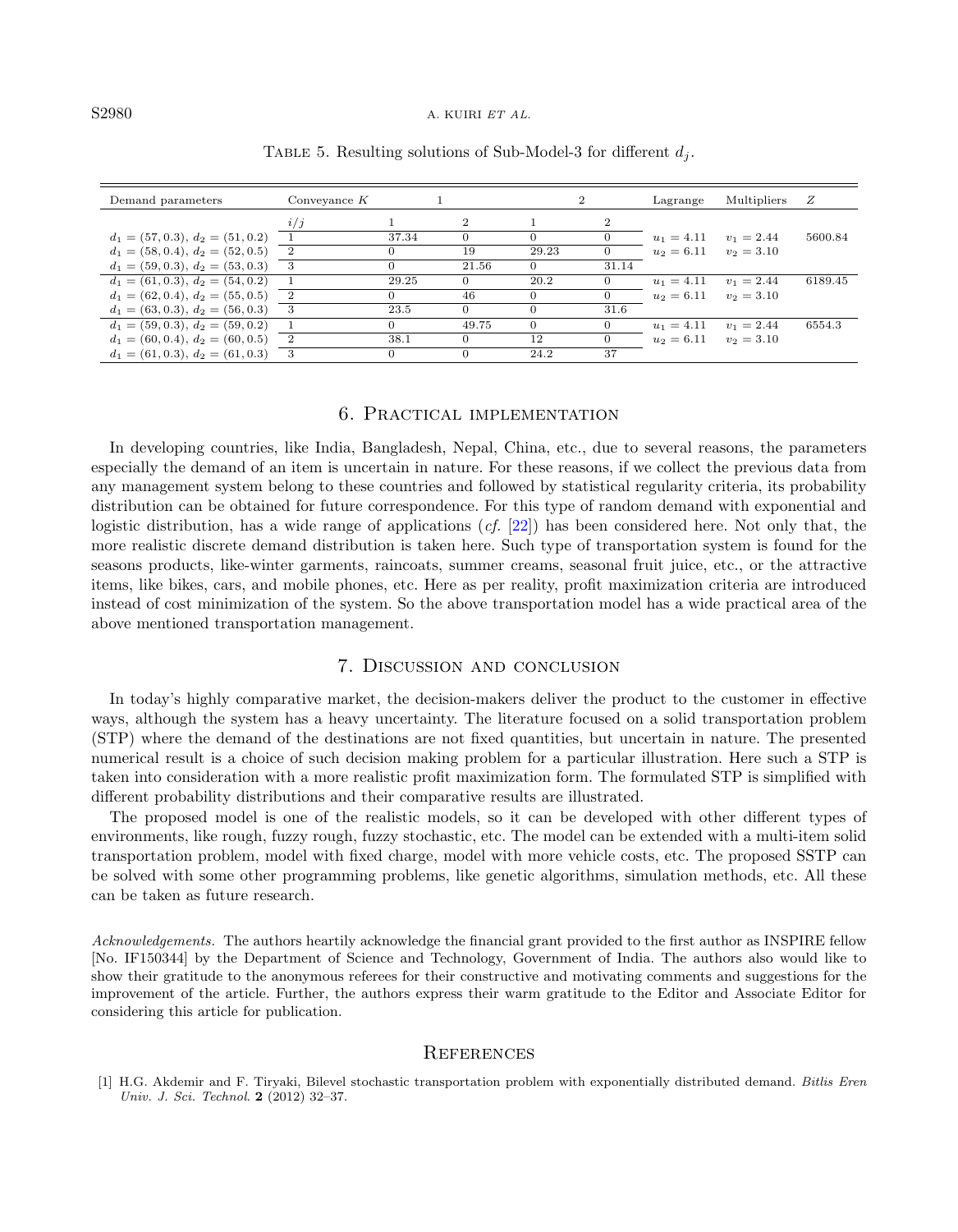Table 5. Resulting solutions of Sub-Model-3 for different $d_j$.

| Demand parameters | Conveyance $K$ | 1 | | 2 | | Lagrange | Multipliers | $Z$ |
|---|---|---|---|---|---|---|---|---|
| | $i/j$ | 1 | 2 | 1 | 2 | | | |
| $d_1 = (57, 0.3)$, $d_2 = (51, 0.2)$ | 1 | 37.34 | 0 | 0 | 0 | $u_1 = 4.11$ | $v_1 = 2.44$ | 5600.84 |
| $d_1 = (58, 0.4)$, $d_2 = (52, 0.5)$ | 2 | 0 | 19 | 29.23 | 0 | $u_2 = 6.11$ | $v_2 = 3.10$ | |
| $d_1 = (59, 0.3)$, $d_2 = (53, 0.3)$ | 3 | 0 | 21.56 | 0 | 31.14 | | | |
| $d_1 = (61, 0.3)$, $d_2 = (54, 0.2)$ | 1 | 29.25 | 0 | 20.2 | 0 | $u_1 = 4.11$ | $v_1 = 2.44$ | 6189.45 |
| $d_1 = (62, 0.4)$, $d_2 = (55, 0.5)$ | 2 | 0 | 46 | 0 | 0 | $u_2 = 6.11$ | $v_2 = 3.10$ | |
| $d_1 = (63, 0.3)$, $d_2 = (56, 0.3)$ | 3 | 23.5 | 0 | 0 | 31.6 | | | |
| $d_1 = (59, 0.3)$, $d_2 = (59, 0.2)$ | 1 | 0 | 49.75 | 0 | 0 | $u_1 = 4.11$ | $v_1 = 2.44$ | 6554.3 |
| $d_1 = (60, 0.4)$, $d_2 = (60, 0.5)$ | 2 | 38.1 | 0 | 12 | 0 | $u_2 = 6.11$ | $v_2 = 3.10$ | |
| $d_1 = (61, 0.3)$, $d_2 = (61, 0.3)$ | 3 | 0 | 0 | 24.2 | 37 | | | |

## 6. Practical implementation

In developing countries, like India, Bangladesh, Nepal, China, etc., due to several reasons, the parameters especially the demand of an item is uncertain in nature. For these reasons, if we collect the previous data from any management system belong to these countries and followed by statistical regularity criteria, its probability distribution can be obtained for future correspondence. For this type of random demand with exponential and logistic distribution, has a wide range of applications (*cf.* [22]) has been considered here. Not only that, the more realistic discrete demand distribution is taken here. Such type of transportation system is found for the seasons products, like-winter garments, raincoats, summer creams, seasonal fruit juice, etc., or the attractive items, like bikes, cars, and mobile phones, etc. Here as per reality, profit maximization criteria are introduced instead of cost minimization of the system. So the above transportation model has a wide practical area of the above mentioned transportation management.

## 7. Discussion and conclusion

In today's highly comparative market, the decision-makers deliver the product to the customer in effective ways, although the system has a heavy uncertainty. The literature focused on a solid transportation problem (STP) where the demand of the destinations are not fixed quantities, but uncertain in nature. The presented numerical result is a choice of such decision making problem for a particular illustration. Here such a STP is taken into consideration with a more realistic profit maximization form. The formulated STP is simplified with different probability distributions and their comparative results are illustrated.

The proposed model is one of the realistic models, so it can be developed with other different types of environments, like rough, fuzzy rough, fuzzy stochastic, etc. The model can be extended with a multi-item solid transportation problem, model with fixed charge, model with more vehicle costs, etc. The proposed SSTP can be solved with some other programming problems, like genetic algorithms, simulation methods, etc. All these can be taken as future research.

*Acknowledgements.* The authors heartily acknowledge the financial grant provided to the first author as INSPIRE fellow [No. IF150344] by the Department of Science and Technology, Government of India. The authors also would like to show their gratitude to the anonymous referees for their constructive and motivating comments and suggestions for the improvement of the article. Further, the authors express their warm gratitude to the Editor and Associate Editor for considering this article for publication.

## References

[1] H.G. Akdemir and F. Tiryaki, Bilevel stochastic transportation problem with exponentially distributed demand. *Bitlis Eren Univ. J. Sci. Technol.* **2** (2012) 32–37.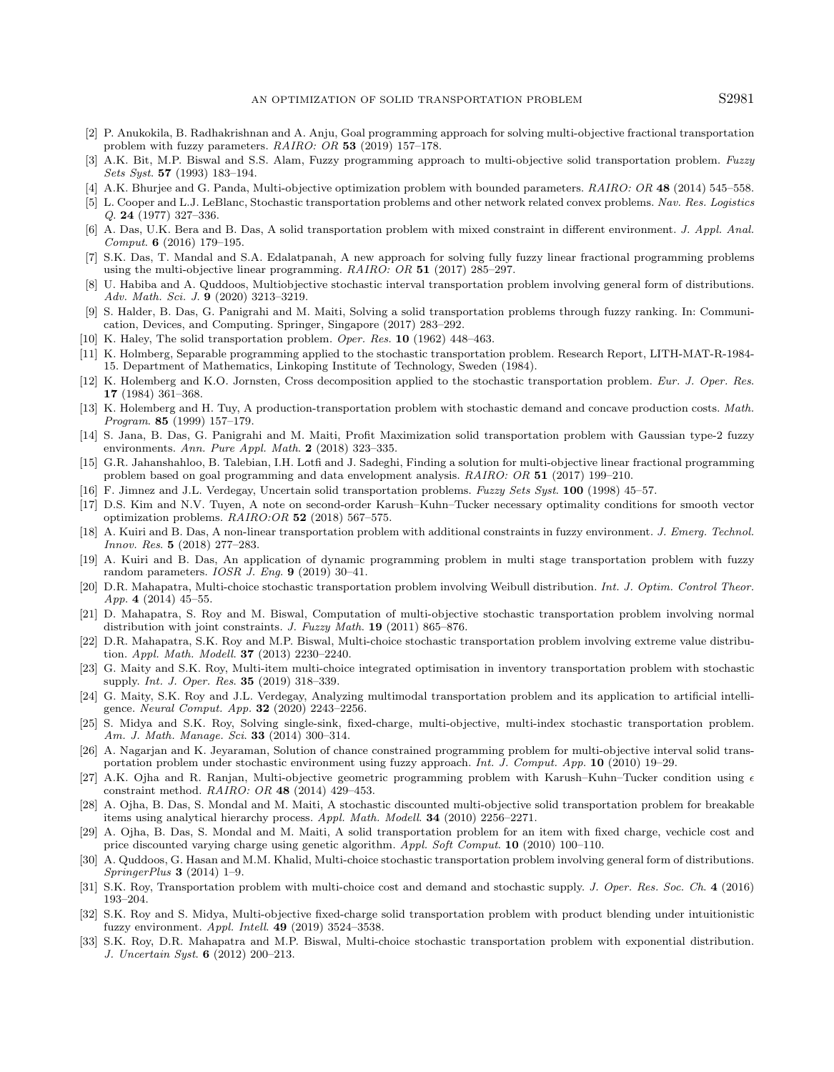[2] P. Anukokila, B. Radhakrishnan and A. Anju, Goal programming approach for solving multi-objective fractional transportation problem with fuzzy parameters. *RAIRO: OR* **53** (2019) 157–178.

[3] A.K. Bit, M.P. Biswal and S.S. Alam, Fuzzy programming approach to multi-objective solid transportation problem. *Fuzzy Sets Syst.* **57** (1993) 183–194.

[4] A.K. Bhurjee and G. Panda, Multi-objective optimization problem with bounded parameters. *RAIRO: OR* **48** (2014) 545–558.

[5] L. Cooper and L.J. LeBlanc, Stochastic transportation problems and other network related convex problems. *Nav. Res. Logistics Q.* **24** (1977) 327–336.

[6] A. Das, U.K. Bera and B. Das, A solid transportation problem with mixed constraint in different environment. *J. Appl. Anal. Comput.* **6** (2016) 179–195.

[7] S.K. Das, T. Mandal and S.A. Edalatpanah, A new approach for solving fully fuzzy linear fractional programming problems using the multi-objective linear programming. *RAIRO: OR* **51** (2017) 285–297.

[8] U. Habiba and A. Quddoos, Multiobjective stochastic interval transportation problem involving general form of distributions. *Adv. Math. Sci. J.* **9** (2020) 3213–3219.

[9] S. Halder, B. Das, G. Panigrahi and M. Maiti, Solving a solid transportation problems through fuzzy ranking. In: Communication, Devices, and Computing. Springer, Singapore (2017) 283–292.

[10] K. Haley, The solid transportation problem. *Oper. Res.* **10** (1962) 448–463.

[11] K. Holmberg, Separable programming applied to the stochastic transportation problem. Research Report, LITH-MAT-R-1984-15. Department of Mathematics, Linkoping Institute of Technology, Sweden (1984).

[12] K. Holemberg and K.O. Jornsten, Cross decomposition applied to the stochastic transportation problem. *Eur. J. Oper. Res.* **17** (1984) 361–368.

[13] K. Holemberg and H. Tuy, A production-transportation problem with stochastic demand and concave production costs. *Math. Program.* **85** (1999) 157–179.

[14] S. Jana, B. Das, G. Panigrahi and M. Maiti, Profit Maximization solid transportation problem with Gaussian type-2 fuzzy environments. *Ann. Pure Appl. Math.* **2** (2018) 323–335.

[15] G.R. Jahanshahloo, B. Talebian, I.H. Lotfi and J. Sadeghi, Finding a solution for multi-objective linear fractional programming problem based on goal programming and data envelopment analysis. *RAIRO: OR* **51** (2017) 199–210.

[16] F. Jimnez and J.L. Verdegay, Uncertain solid transportation problems. *Fuzzy Sets Syst.* **100** (1998) 45–57.

[17] D.S. Kim and N.V. Tuyen, A note on second-order Karush–Kuhn–Tucker necessary optimality conditions for smooth vector optimization problems. *RAIRO:OR* **52** (2018) 567–575.

[18] A. Kuiri and B. Das, A non-linear transportation problem with additional constraints in fuzzy environment. *J. Emerg. Technol. Innov. Res.* **5** (2018) 277–283.

[19] A. Kuiri and B. Das, An application of dynamic programming problem in multi stage transportation problem with fuzzy random parameters. *IOSR J. Eng.* **9** (2019) 30–41.

[20] D.R. Mahapatra, Multi-choice stochastic transportation problem involving Weibull distribution. *Int. J. Optim. Control Theor. App.* **4** (2014) 45–55.

[21] D. Mahapatra, S. Roy and M. Biswal, Computation of multi-objective stochastic transportation problem involving normal distribution with joint constraints. *J. Fuzzy Math.* **19** (2011) 865–876.

[22] D.R. Mahapatra, S.K. Roy and M.P. Biswal, Multi-choice stochastic transportation problem involving extreme value distribution. *Appl. Math. Modell.* **37** (2013) 2230–2240.

[23] G. Maity and S.K. Roy, Multi-item multi-choice integrated optimisation in inventory transportation problem with stochastic supply. *Int. J. Oper. Res.* **35** (2019) 318–339.

[24] G. Maity, S.K. Roy and J.L. Verdegay, Analyzing multimodal transportation problem and its application to artificial intelligence. *Neural Comput. App.* **32** (2020) 2243–2256.

[25] S. Midya and S.K. Roy, Solving single-sink, fixed-charge, multi-objective, multi-index stochastic transportation problem. *Am. J. Math. Manage. Sci.* **33** (2014) 300–314.

[26] A. Nagarjan and K. Jeyaraman, Solution of chance constrained programming problem for multi-objective interval solid transportation problem under stochastic environment using fuzzy approach. *Int. J. Comput. App.* **10** (2010) 19–29.

[27] A.K. Ojha and R. Ranjan, Multi-objective geometric programming problem with Karush–Kuhn–Tucker condition using $\epsilon$ constraint method. *RAIRO: OR* **48** (2014) 429–453.

[28] A. Ojha, B. Das, S. Mondal and M. Maiti, A stochastic discounted multi-objective solid transportation problem for breakable items using analytical hierarchy process. *Appl. Math. Modell.* **34** (2010) 2256–2271.

[29] A. Ojha, B. Das, S. Mondal and M. Maiti, A solid transportation problem for an item with fixed charge, vechicle cost and price discounted varying charge using genetic algorithm. *Appl. Soft Comput.* **10** (2010) 100–110.

[30] A. Quddoos, G. Hasan and M.M. Khalid, Multi-choice stochastic transportation problem involving general form of distributions. *SpringerPlus* **3** (2014) 1–9.

[31] S.K. Roy, Transportation problem with multi-choice cost and demand and stochastic supply. *J. Oper. Res. Soc. Ch.* **4** (2016) 193–204.

[32] S.K. Roy and S. Midya, Multi-objective fixed-charge solid transportation problem with product blending under intuitionistic fuzzy environment. *Appl. Intell.* **49** (2019) 3524–3538.

[33] S.K. Roy, D.R. Mahapatra and M.P. Biswal, Multi-choice stochastic transportation problem with exponential distribution. *J. Uncertain Syst.* **6** (2012) 200–213.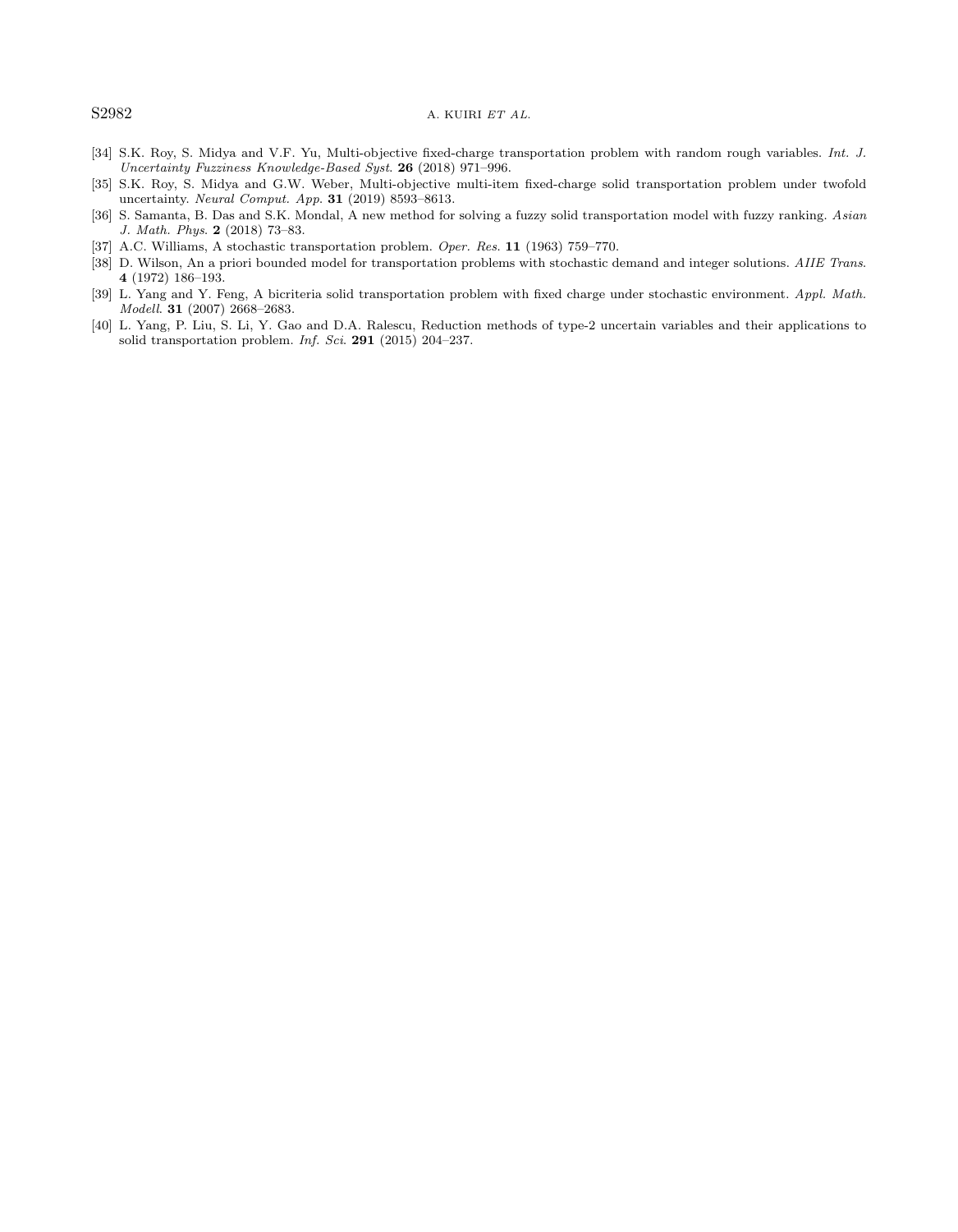[34] S.K. Roy, S. Midya and V.F. Yu, Multi-objective fixed-charge transportation problem with random rough variables. *Int. J. Uncertainty Fuzziness Knowledge-Based Syst.* **26** (2018) 971–996.

[35] S.K. Roy, S. Midya and G.W. Weber, Multi-objective multi-item fixed-charge solid transportation problem under twofold uncertainty. *Neural Comput. App.* **31** (2019) 8593–8613.

[36] S. Samanta, B. Das and S.K. Mondal, A new method for solving a fuzzy solid transportation model with fuzzy ranking. *Asian J. Math. Phys.* **2** (2018) 73–83.

[37] A.C. Williams, A stochastic transportation problem. *Oper. Res.* **11** (1963) 759–770.

[38] D. Wilson, An a priori bounded model for transportation problems with stochastic demand and integer solutions. *AIIE Trans.* **4** (1972) 186–193.

[39] L. Yang and Y. Feng, A bicriteria solid transportation problem with fixed charge under stochastic environment. *Appl. Math. Modell.* **31** (2007) 2668–2683.

[40] L. Yang, P. Liu, S. Li, Y. Gao and D.A. Ralescu, Reduction methods of type-2 uncertain variables and their applications to solid transportation problem. *Inf. Sci.* **291** (2015) 204–237.